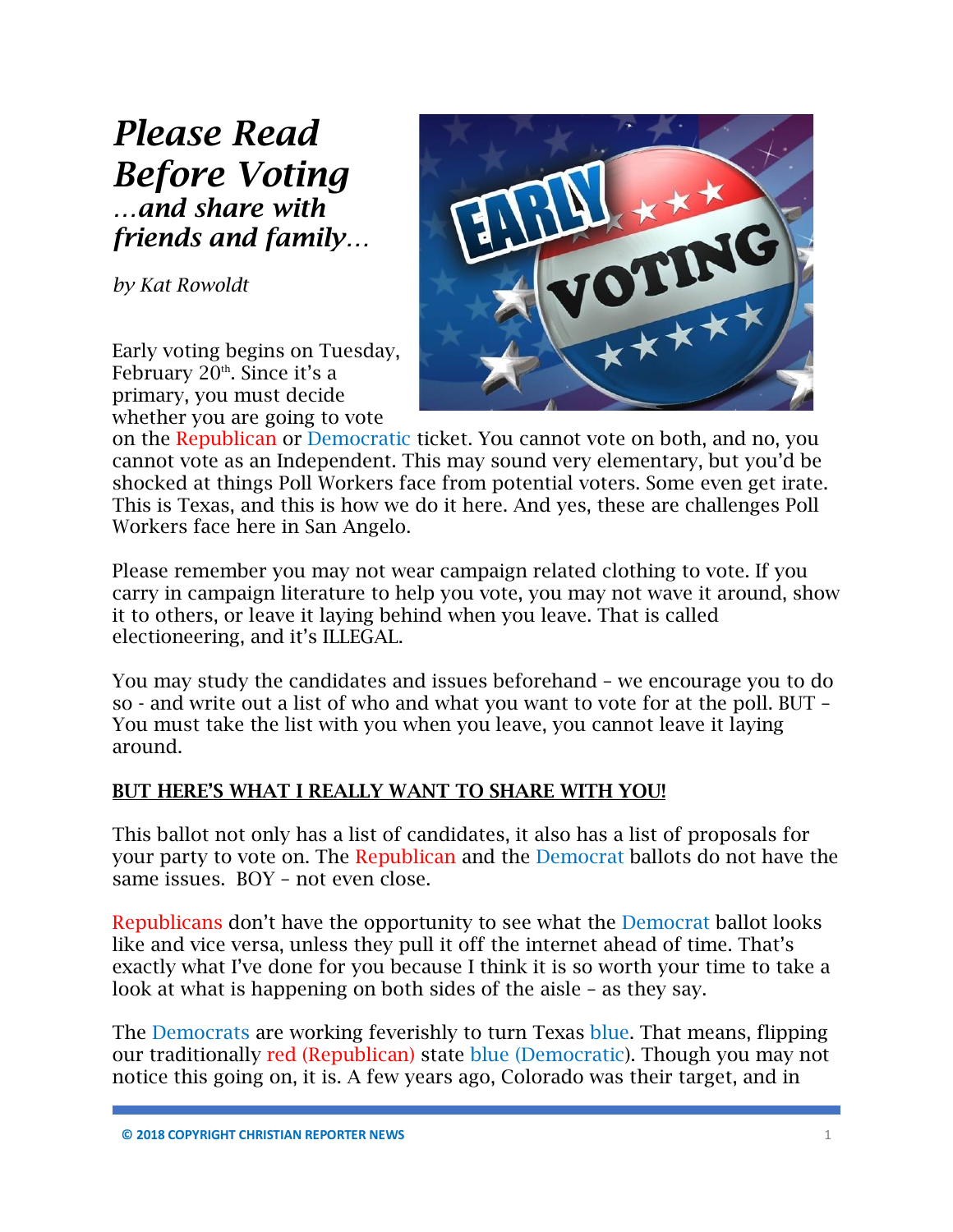# *Please Read Before Voting*

### *…and share with friends and family…*

*by Kat Rowoldt*

Early voting begins on Tuesday, February 20th. Since it's a primary, you must decide whether you are going to vote on the Republican or Democratic ticket. You cannot vote on both, and no, you cannot vote as an Independent. This may sound very elementary, but you'd be shocked at things Poll Workers face from potential voters. Some even get irate. This is Texas, and this is how we do it here. And yes, these are challenges Poll Workers face here in San Angelo.

Please remember you may not wear campaign related clothing to vote. If you carry in campaign literature to help you vote, you may not wave it around, show it to others, or leave it laying behind when you leave. That is called electioneering, and it's ILLEGAL.

You may study the candidates and issues beforehand – we encourage you to do so - and write out a list of who and what you want to vote for at the poll. BUT – You must take the list with you when you leave, you cannot leave it laying around.

**BUT HERE'S WHAT I REALLY WANT TO SHARE WITH YOU!**

This ballot not only has a list of candidates, it also has a list of proposals for your party to vote on. The Republican and the Democrat ballots do not have the same issues. BOY – not even close.

Republicans don't have the opportunity to see what the Democrat ballot looks like and vice versa, unless they pull it off the internet ahead of time. That's exactly what I've done for you because I think it is so worth your time to take a look at what is happening on both sides of the aisle – as they say.

The Democrats are working feverishly to turn Texas blue. That means, flipping our traditionally red (Republican) state blue (Democratic). Though you may not notice this going on, it is. A few years ago, Colorado was their target, and in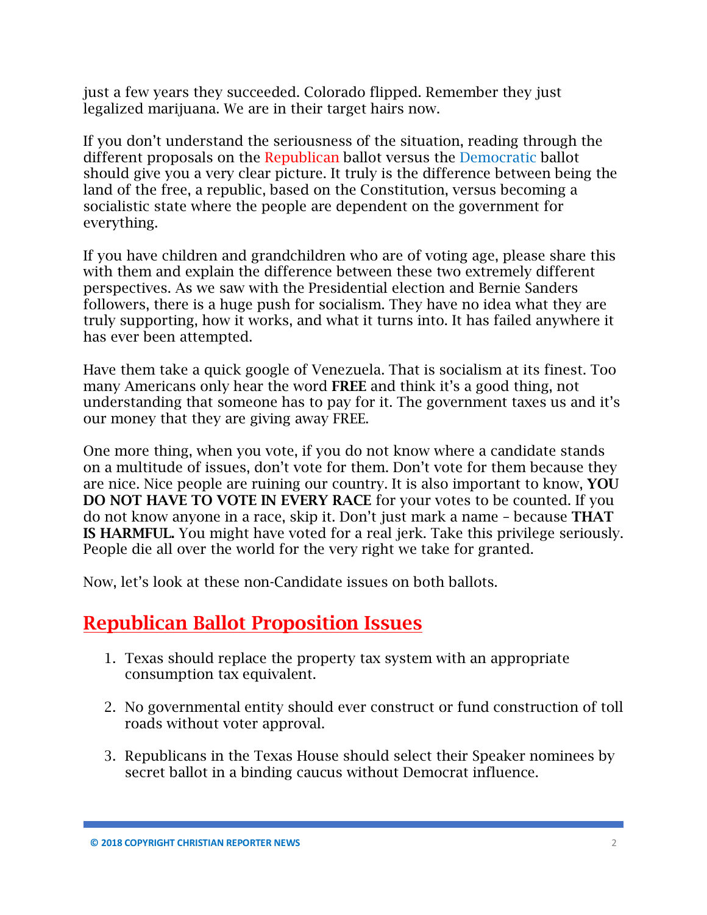just a few years they succeeded. Colorado flipped. Remember they just legalized marijuana. We are in their target hairs now.

If you don't understand the seriousness of the situation, reading through the different proposals on the Republican ballot versus the Democratic ballot should give you a very clear picture. It truly is the difference between being the land of the free, a republic, based on the Constitution, versus becoming a socialistic state where the people are dependent on the government for everything.

If you have children and grandchildren who are of voting age, please share this with them and explain the difference between these two extremely different perspectives. As we saw with the Presidential election and Bernie Sanders followers, there is a huge push for socialism. They have no idea what they are truly supporting, how it works, and what it turns into. It has failed anywhere it has ever been attempted.

Have them take a quick google of Venezuela. That is socialism at its finest. Too many Americans only hear the word **FREE** and think it's a good thing, not understanding that someone has to pay for it. The government taxes us and it's our money that they are giving away FREE.

One more thing, when you vote, if you do not know where a candidate stands on a multitude of issues, don't vote for them. Don't vote for them because they are nice. Nice people are ruining our country. It is also important to know, **YOU DO NOT HAVE TO VOTE IN EVERY RACE** for your votes to be counted. If you do not know anyone in a race, skip it. Don't just mark a name – because **THAT IS HARMFUL.** You might have voted for a real jerk. Take this privilege seriously. People die all over the world for the very right we take for granted.

Now, let's look at these non-Candidate issues on both ballots.

## Republican Ballot Proposition Issues

1. Texas should replace the property tax system with an appropriate consumption tax equivalent.

2. No governmental entity should ever construct or fund construction of toll roads without voter approval.

3. Republicans in the Texas House should select their Speaker nominees by secret ballot in a binding caucus without Democrat influence.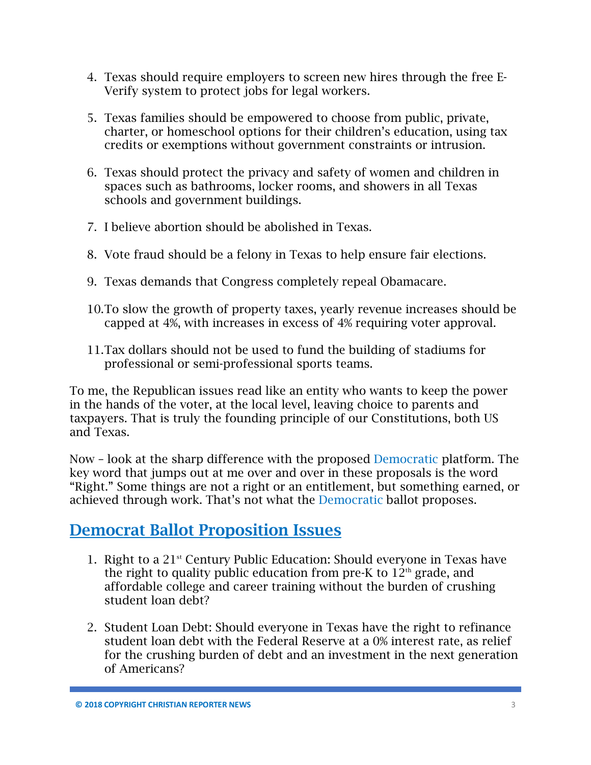4. Texas should require employers to screen new hires through the free E-Verify system to protect jobs for legal workers.

5. Texas families should be empowered to choose from public, private, charter, or homeschool options for their children's education, using tax credits or exemptions without government constraints or intrusion.

6. Texas should protect the privacy and safety of women and children in spaces such as bathrooms, locker rooms, and showers in all Texas schools and government buildings.

7. I believe abortion should be abolished in Texas.

8. Vote fraud should be a felony in Texas to help ensure fair elections.

9. Texas demands that Congress completely repeal Obamacare.

10. To slow the growth of property taxes, yearly revenue increases should be capped at 4%, with increases in excess of 4% requiring voter approval.

11. Tax dollars should not be used to fund the building of stadiums for professional or semi-professional sports teams.

To me, the Republican issues read like an entity who wants to keep the power in the hands of the voter, at the local level, leaving choice to parents and taxpayers. That is truly the founding principle of our Constitutions, both US and Texas.

Now – look at the sharp difference with the proposed Democratic platform. The key word that jumps out at me over and over in these proposals is the word "Right." Some things are not a right or an entitlement, but something earned, or achieved through work. That's not what the Democratic ballot proposes.

## Democrat Ballot Proposition Issues

1. Right to a 21st Century Public Education: Should everyone in Texas have the right to quality public education from pre-K to 12th grade, and affordable college and career training without the burden of crushing student loan debt?

2. Student Loan Debt: Should everyone in Texas have the right to refinance student loan debt with the Federal Reserve at a 0% interest rate, as relief for the crushing burden of debt and an investment in the next generation of Americans?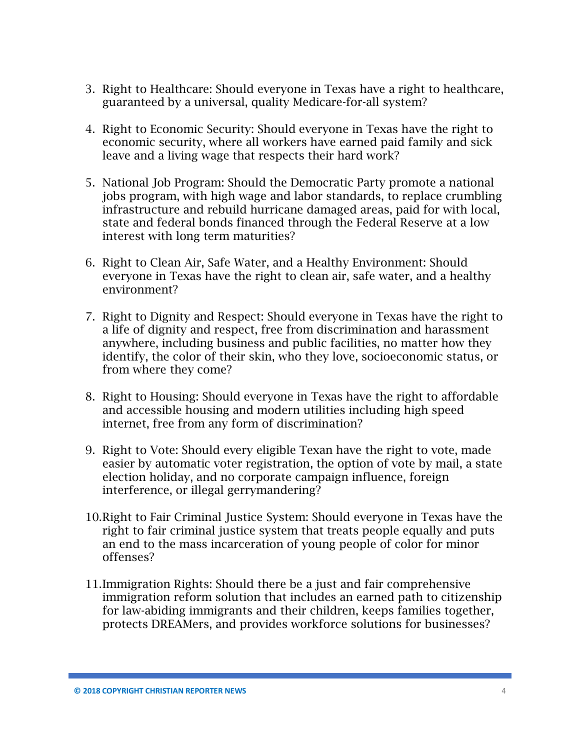3. Right to Healthcare: Should everyone in Texas have a right to healthcare, guaranteed by a universal, quality Medicare-for-all system?

4. Right to Economic Security: Should everyone in Texas have the right to economic security, where all workers have earned paid family and sick leave and a living wage that respects their hard work?

5. National Job Program: Should the Democratic Party promote a national jobs program, with high wage and labor standards, to replace crumbling infrastructure and rebuild hurricane damaged areas, paid for with local, state and federal bonds financed through the Federal Reserve at a low interest with long term maturities?

6. Right to Clean Air, Safe Water, and a Healthy Environment: Should everyone in Texas have the right to clean air, safe water, and a healthy environment?

7. Right to Dignity and Respect: Should everyone in Texas have the right to a life of dignity and respect, free from discrimination and harassment anywhere, including business and public facilities, no matter how they identify, the color of their skin, who they love, socioeconomic status, or from where they come?

8. Right to Housing: Should everyone in Texas have the right to affordable and accessible housing and modern utilities including high speed internet, free from any form of discrimination?

9. Right to Vote: Should every eligible Texan have the right to vote, made easier by automatic voter registration, the option of vote by mail, a state election holiday, and no corporate campaign influence, foreign interference, or illegal gerrymandering?

10. Right to Fair Criminal Justice System: Should everyone in Texas have the right to fair criminal justice system that treats people equally and puts an end to the mass incarceration of young people of color for minor offenses?

11. Immigration Rights: Should there be a just and fair comprehensive immigration reform solution that includes an earned path to citizenship for law-abiding immigrants and their children, keeps families together, protects DREAMers, and provides workforce solutions for businesses?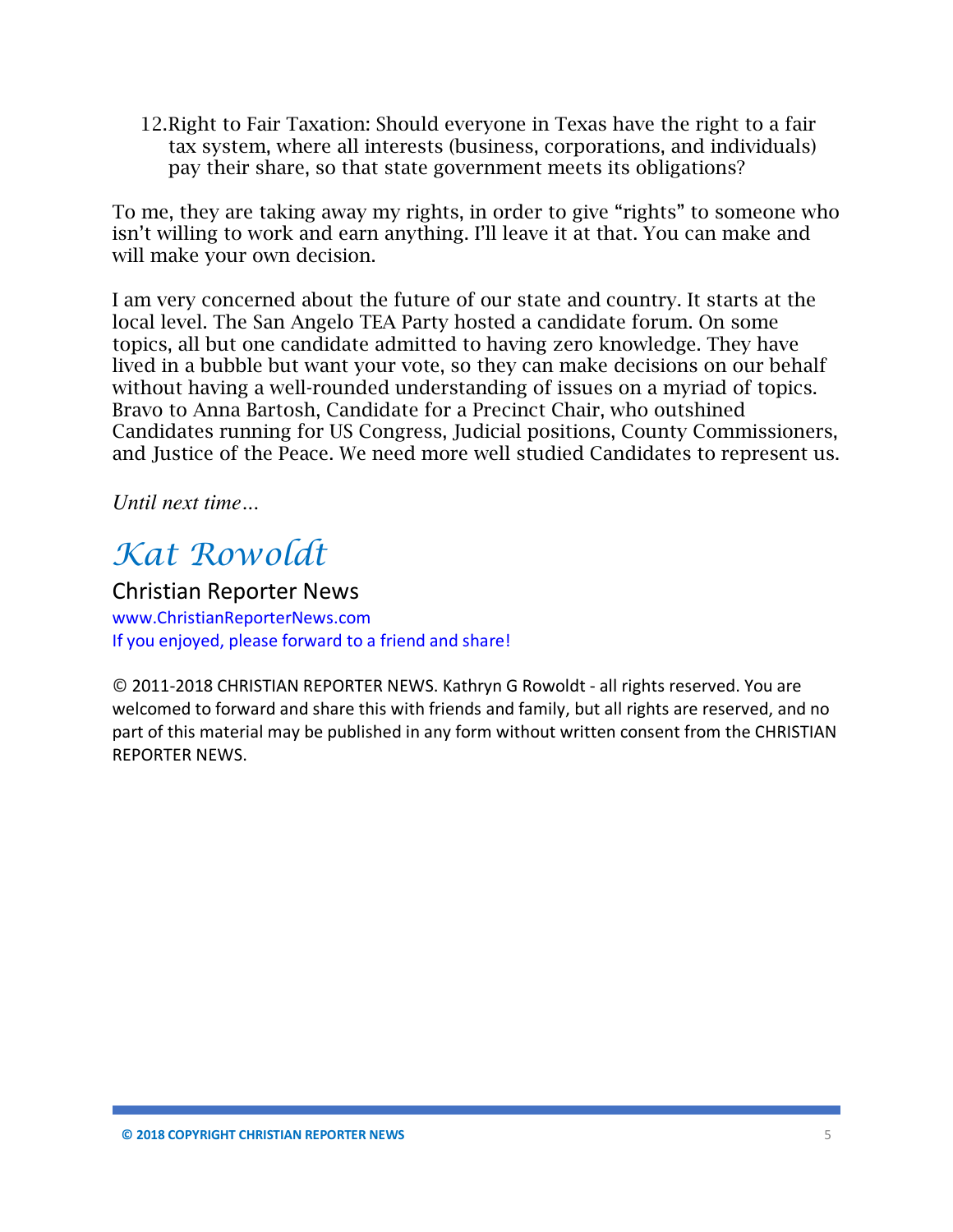12. Right to Fair Taxation: Should everyone in Texas have the right to a fair tax system, where all interests (business, corporations, and individuals) pay their share, so that state government meets its obligations?

To me, they are taking away my rights, in order to give "rights" to someone who isn't willing to work and earn anything. I'll leave it at that. You can make and will make your own decision.

I am very concerned about the future of our state and country. It starts at the local level. The San Angelo TEA Party hosted a candidate forum. On some topics, all but one candidate admitted to having zero knowledge. They have lived in a bubble but want your vote, so they can make decisions on our behalf without having a well-rounded understanding of issues on a myriad of topics. Bravo to Anna Bartosh, Candidate for a Precinct Chair, who outshined Candidates running for US Congress, Judicial positions, County Commissioners, and Justice of the Peace. We need more well studied Candidates to represent us.

*Until next time…*

*Kat Rowoldt*

Christian Reporter News

www.ChristianReporterNews.com

If you enjoyed, please forward to a friend and share!

© 2011-2018 CHRISTIAN REPORTER NEWS. Kathryn G Rowoldt - all rights reserved. You are welcomed to forward and share this with friends and family, but all rights are reserved, and no part of this material may be published in any form without written consent from the CHRISTIAN REPORTER NEWS.